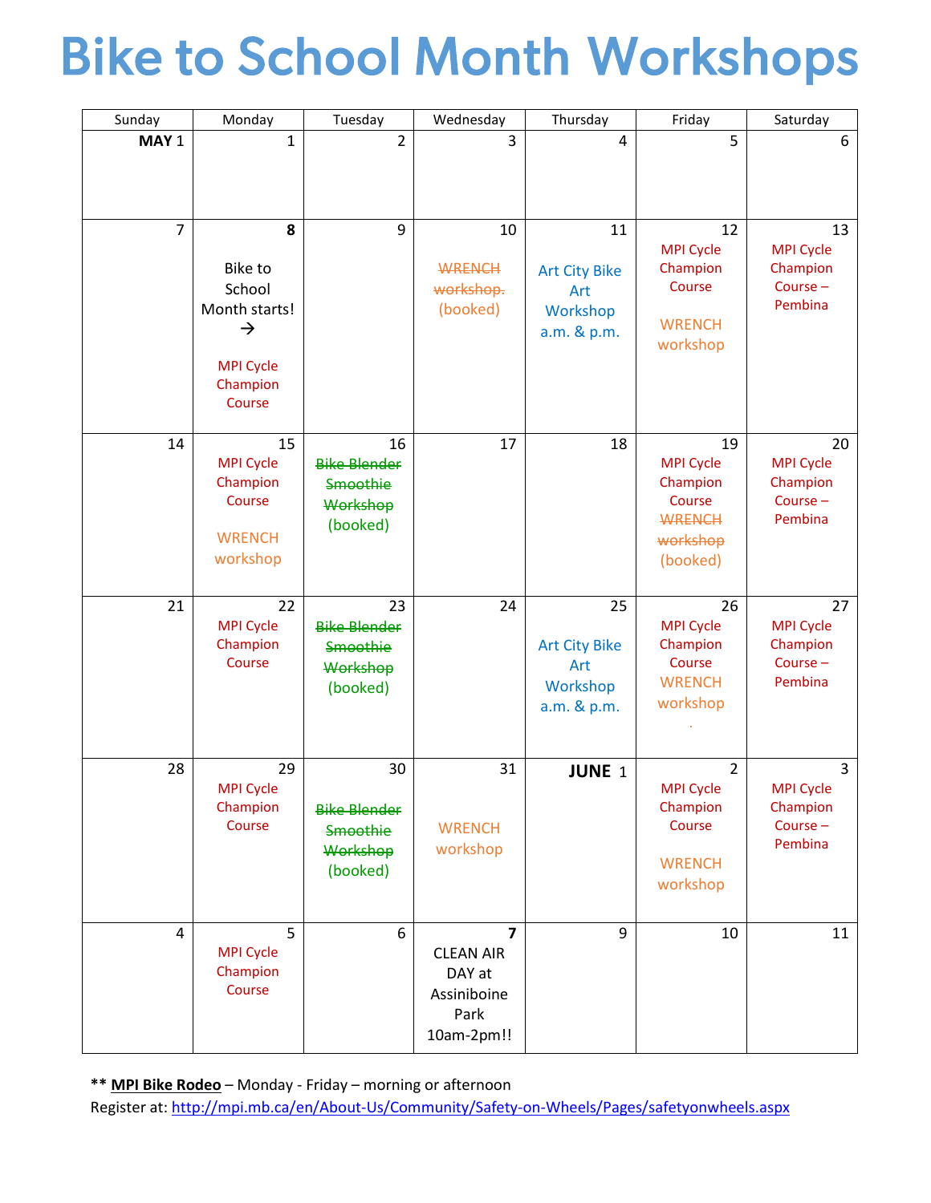# Bike to School Month Workshops

| Sunday | Monday | Tuesday | Wednesday | Thursday | Friday | Saturday |
|---|---|---|---|---|---|---|
| **MAY** 1 | 1 | 2 | 3 | 4 | 5 | 6 |
| 7 | **8** Bike to School Month starts! → MPI Cycle Champion Course | 9 | 10 ~~WRENCH workshop.~~ (booked) | 11 Art City Bike Art Workshop a.m. & p.m. | 12 MPI Cycle Champion Course WRENCH workshop | 13 MPI Cycle Champion Course – Pembina |
| 14 | 15 MPI Cycle Champion Course WRENCH workshop | 16 ~~Bike Blender Smoothie Workshop~~ (booked) | 17 | 18 | 19 MPI Cycle Champion Course ~~WRENCH workshop~~ (booked) | 20 MPI Cycle Champion Course – Pembina |
| 21 | 22 MPI Cycle Champion Course | 23 ~~Bike Blender Smoothie Workshop~~ (booked) | 24 | 25 Art City Bike Art Workshop a.m. & p.m. | 26 MPI Cycle Champion Course WRENCH workshop | 27 MPI Cycle Champion Course – Pembina |
| 28 | 29 MPI Cycle Champion Course | 30 ~~Bike Blender Smoothie Workshop~~ (booked) | 31 WRENCH workshop | **JUNE** 1 | 2 MPI Cycle Champion Course WRENCH workshop | 3 MPI Cycle Champion Course – Pembina |
| 4 | 5 MPI Cycle Champion Course | 6 | **7** CLEAN AIR DAY at Assiniboine Park 10am-2pm!! | 9 | 10 | 11 |

** **MPI Bike Rodeo** – Monday - Friday – morning or afternoon
Register at: http://mpi.mb.ca/en/About-Us/Community/Safety-on-Wheels/Pages/safetyonwheels.aspx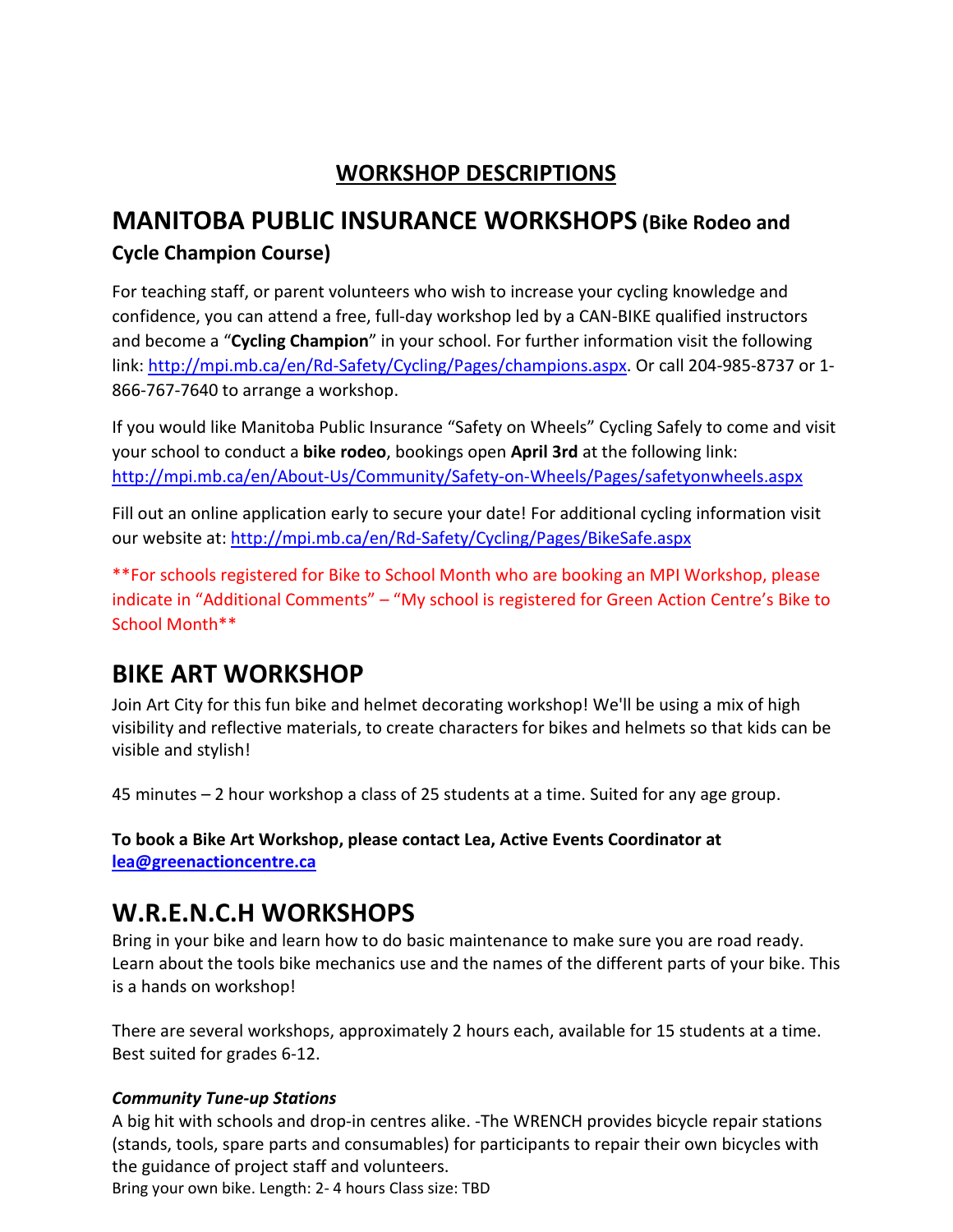## WORKSHOP DESCRIPTIONS

## MANITOBA PUBLIC INSURANCE WORKSHOPS (Bike Rodeo and Cycle Champion Course)

For teaching staff, or parent volunteers who wish to increase your cycling knowledge and confidence, you can attend a free, full-day workshop led by a CAN-BIKE qualified instructors and become a "**Cycling Champion**" in your school. For further information visit the following link: http://mpi.mb.ca/en/Rd-Safety/Cycling/Pages/champions.aspx. Or call 204-985-8737 or 1-866-767-7640 to arrange a workshop.

If you would like Manitoba Public Insurance "Safety on Wheels" Cycling Safely to come and visit your school to conduct a **bike rodeo**, bookings open **April 3rd** at the following link: http://mpi.mb.ca/en/About-Us/Community/Safety-on-Wheels/Pages/safetyonwheels.aspx

Fill out an online application early to secure your date! For additional cycling information visit our website at: http://mpi.mb.ca/en/Rd-Safety/Cycling/Pages/BikeSafe.aspx

**For schools registered for Bike to School Month who are booking an MPI Workshop, please indicate in "Additional Comments" – "My school is registered for Green Action Centre's Bike to School Month**

## BIKE ART WORKSHOP

Join Art City for this fun bike and helmet decorating workshop! We'll be using a mix of high visibility and reflective materials, to create characters for bikes and helmets so that kids can be visible and stylish!

45 minutes – 2 hour workshop a class of 25 students at a time. Suited for any age group.

**To book a Bike Art Workshop, please contact Lea, Active Events Coordinator at lea@greenactioncentre.ca**

## W.R.E.N.C.H WORKSHOPS

Bring in your bike and learn how to do basic maintenance to make sure you are road ready. Learn about the tools bike mechanics use and the names of the different parts of your bike. This is a hands on workshop!

There are several workshops, approximately 2 hours each, available for 15 students at a time. Best suited for grades 6-12.

***Community Tune-up Stations***

A big hit with schools and drop-in centres alike. -The WRENCH provides bicycle repair stations (stands, tools, spare parts and consumables) for participants to repair their own bicycles with the guidance of project staff and volunteers.

Bring your own bike. Length: 2- 4 hours Class size: TBD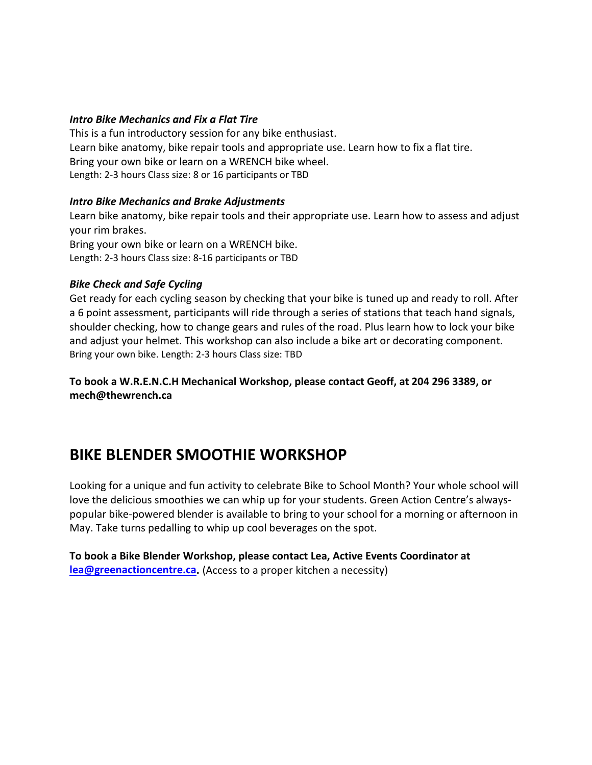***Intro Bike Mechanics and Fix a Flat Tire***

This is a fun introductory session for any bike enthusiast.
Learn bike anatomy, bike repair tools and appropriate use. Learn how to fix a flat tire.
Bring your own bike or learn on a WRENCH bike wheel.
Length: 2-3 hours Class size: 8 or 16 participants or TBD

***Intro Bike Mechanics and Brake Adjustments***

Learn bike anatomy, bike repair tools and their appropriate use. Learn how to assess and adjust your rim brakes.
Bring your own bike or learn on a WRENCH bike.
Length: 2-3 hours Class size: 8-16 participants or TBD

***Bike Check and Safe Cycling***

Get ready for each cycling season by checking that your bike is tuned up and ready to roll. After a 6 point assessment, participants will ride through a series of stations that teach hand signals, shoulder checking, how to change gears and rules of the road. Plus learn how to lock your bike and adjust your helmet. This workshop can also include a bike art or decorating component.
Bring your own bike. Length: 2-3 hours Class size: TBD

**To book a W.R.E.N.C.H Mechanical Workshop, please contact Geoff, at 204 296 3389, or mech@thewrench.ca**

## BIKE BLENDER SMOOTHIE WORKSHOP

Looking for a unique and fun activity to celebrate Bike to School Month? Your whole school will love the delicious smoothies we can whip up for your students. Green Action Centre's always-popular bike-powered blender is available to bring to your school for a morning or afternoon in May. Take turns pedalling to whip up cool beverages on the spot.

**To book a Bike Blender Workshop, please contact Lea, Active Events Coordinator at lea@greenactioncentre.ca.** (Access to a proper kitchen a necessity)